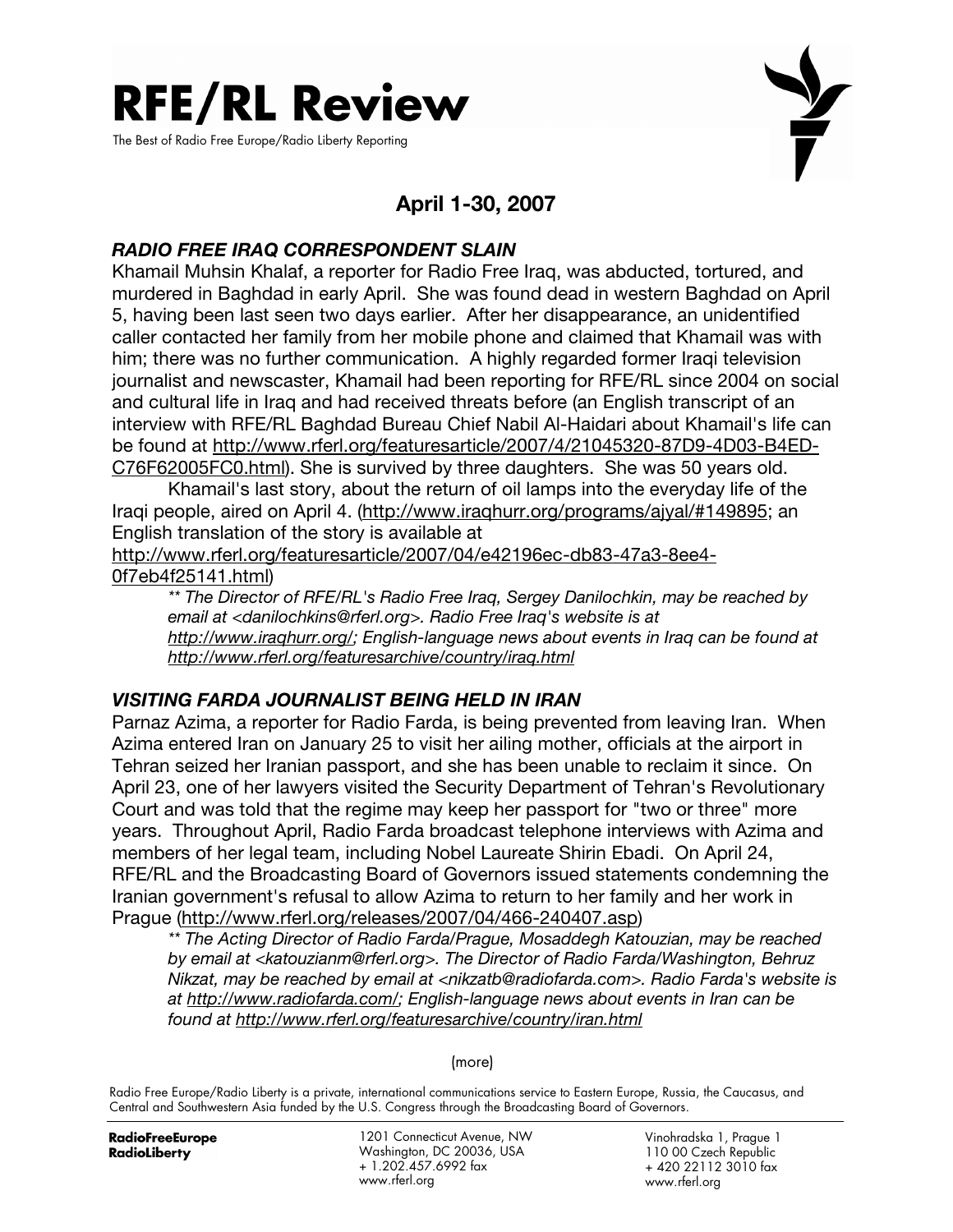# RFE/RL Review

The Best of Radio Free Europe/Radio Liberty Reporting

## April 1-30, 2007

### *RADIO FREE IRAQ CORRESPONDENT SLAIN*

Khamail Muhsin Khalaf, a reporter for Radio Free Iraq, was abducted, tortured, and murdered in Baghdad in early April. She was found dead in western Baghdad on April 5, having been last seen two days earlier. After her disappearance, an unidentified caller contacted her family from her mobile phone and claimed that Khamail was with him; there was no further communication. A highly regarded former Iraqi television journalist and newscaster, Khamail had been reporting for RFE/RL since 2004 on social and cultural life in Iraq and had received threats before (an English transcript of an interview with RFE/RL Baghdad Bureau Chief Nabil Al-Haidari about Khamail's life can be found at http://www.rferl.org/featuresarticle/2007/4/21045320-87D9-4D03-B4ED-C76F62005FC0.html). She is survived by three daughters. She was 50 years old.

Khamail's last story, about the return of oil lamps into the everyday life of the Iraqi people, aired on April 4. (http://www.iraqhurr.org/programs/ajyal/#149895; an English translation of the story is available at http://www.rferl.org/featuresarticle/2007/04/e42196ec-db83-47a3-8ee4-0f7eb4f25141.html)

*\*\* The Director of RFE/RL's Radio Free Iraq, Sergey Danilochkin, may be reached by email at <danilochkins@rferl.org>. Radio Free Iraq's website is at http://www.iraqhurr.org/; English-language news about events in Iraq can be found at http://www.rferl.org/featuresarchive/country/iraq.html*

### *VISITING FARDA JOURNALIST BEING HELD IN IRAN*

Parnaz Azima, a reporter for Radio Farda, is being prevented from leaving Iran. When Azima entered Iran on January 25 to visit her ailing mother, officials at the airport in Tehran seized her Iranian passport, and she has been unable to reclaim it since. On April 23, one of her lawyers visited the Security Department of Tehran's Revolutionary Court and was told that the regime may keep her passport for "two or three" more years. Throughout April, Radio Farda broadcast telephone interviews with Azima and members of her legal team, including Nobel Laureate Shirin Ebadi. On April 24, RFE/RL and the Broadcasting Board of Governors issued statements condemning the Iranian government's refusal to allow Azima to return to her family and her work in Prague (http://www.rferl.org/releases/2007/04/466-240407.asp)

*\*\* The Acting Director of Radio Farda/Prague, Mosaddegh Katouzian, may be reached by email at <katouzianm@rferl.org>. The Director of Radio Farda/Washington, Behruz Nikzat, may be reached by email at <nikzatb@radiofarda.com>. Radio Farda's website is at http://www.radiofarda.com/; English-language news about events in Iran can be found at http://www.rferl.org/featuresarchive/country/iran.html*

(more)

Radio Free Europe/Radio Liberty is a private, international communications service to Eastern Europe, Russia, the Caucasus, and Central and Southwestern Asia funded by the U.S. Congress through the Broadcasting Board of Governors.

**RadioFreeEurope RadioLiberty**

1201 Connecticut Avenue, NW
Washington, DC 20036, USA
+ 1.202.457.6992 fax
www.rferl.org

Vinohradska 1, Prague 1
110 00 Czech Republic
+ 420 22112 3010 fax
www.rferl.org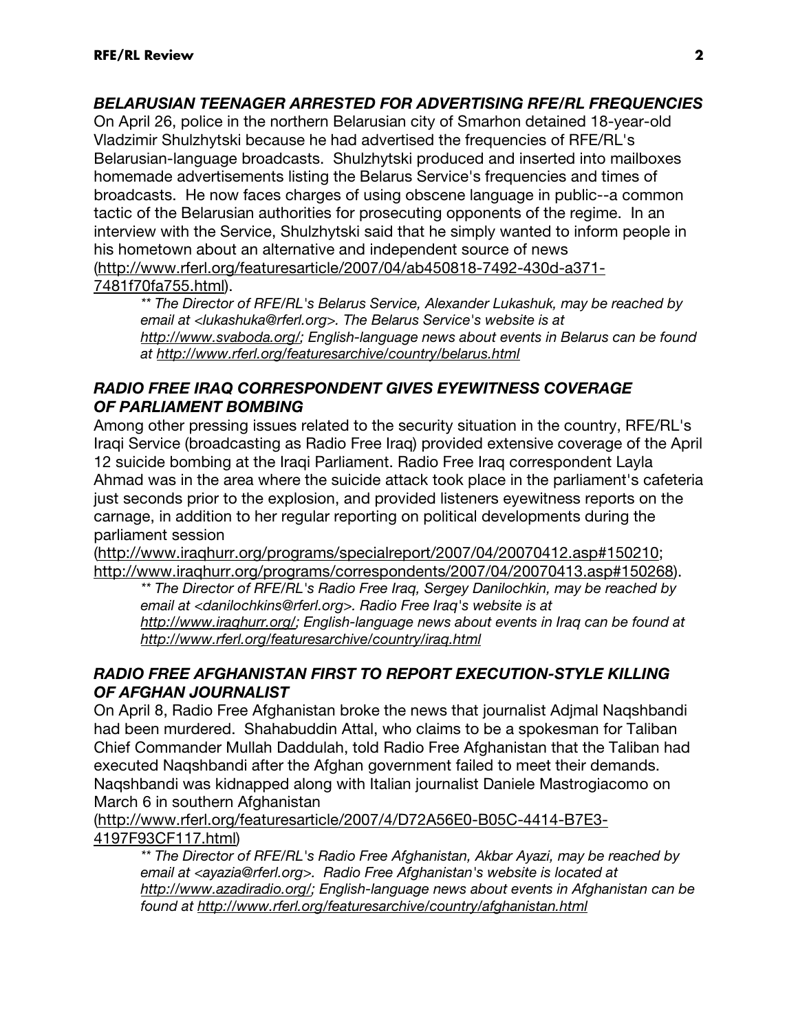### *BELARUSIAN TEENAGER ARRESTED FOR ADVERTISING RFE/RL FREQUENCIES*

On April 26, police in the northern Belarusian city of Smarhon detained 18-year-old Vladzimir Shulzhytski because he had advertised the frequencies of RFE/RL's Belarusian-language broadcasts. Shulzhytski produced and inserted into mailboxes homemade advertisements listing the Belarus Service's frequencies and times of broadcasts. He now faces charges of using obscene language in public--a common tactic of the Belarusian authorities for prosecuting opponents of the regime. In an interview with the Service, Shulzhytski said that he simply wanted to inform people in his hometown about an alternative and independent source of news (http://www.rferl.org/featuresarticle/2007/04/ab450818-7492-430d-a371-7481f70fa755.html).

> *\*\* The Director of RFE/RL's Belarus Service, Alexander Lukashuk, may be reached by email at <lukashuka@rferl.org>. The Belarus Service's website is at http://www.svaboda.org/; English-language news about events in Belarus can be found at http://www.rferl.org/featuresarchive/country/belarus.html*

### *RADIO FREE IRAQ CORRESPONDENT GIVES EYEWITNESS COVERAGE OF PARLIAMENT BOMBING*

Among other pressing issues related to the security situation in the country, RFE/RL's Iraqi Service (broadcasting as Radio Free Iraq) provided extensive coverage of the April 12 suicide bombing at the Iraqi Parliament. Radio Free Iraq correspondent Layla Ahmad was in the area where the suicide attack took place in the parliament's cafeteria just seconds prior to the explosion, and provided listeners eyewitness reports on the carnage, in addition to her regular reporting on political developments during the parliament session (http://www.iraqhurr.org/programs/specialreport/2007/04/20070412.asp#150210; http://www.iraqhurr.org/programs/correspondents/2007/04/20070413.asp#150268).

> *\*\* The Director of RFE/RL's Radio Free Iraq, Sergey Danilochkin, may be reached by email at <danilochkins@rferl.org>. Radio Free Iraq's website is at http://www.iraqhurr.org/; English-language news about events in Iraq can be found at http://www.rferl.org/featuresarchive/country/iraq.html*

### *RADIO FREE AFGHANISTAN FIRST TO REPORT EXECUTION-STYLE KILLING OF AFGHAN JOURNALIST*

On April 8, Radio Free Afghanistan broke the news that journalist Adjmal Naqshbandi had been murdered. Shahabuddin Attal, who claims to be a spokesman for Taliban Chief Commander Mullah Daddulah, told Radio Free Afghanistan that the Taliban had executed Naqshbandi after the Afghan government failed to meet their demands. Naqshbandi was kidnapped along with Italian journalist Daniele Mastrogiacomo on March 6 in southern Afghanistan (http://www.rferl.org/featuresarticle/2007/4/D72A56E0-B05C-4414-B7E3-4197F93CF117.html)

> *\*\* The Director of RFE/RL's Radio Free Afghanistan, Akbar Ayazi, may be reached by email at <ayazia@rferl.org>. Radio Free Afghanistan's website is located at http://www.azadiradio.org/; English-language news about events in Afghanistan can be found at http://www.rferl.org/featuresarchive/country/afghanistan.html*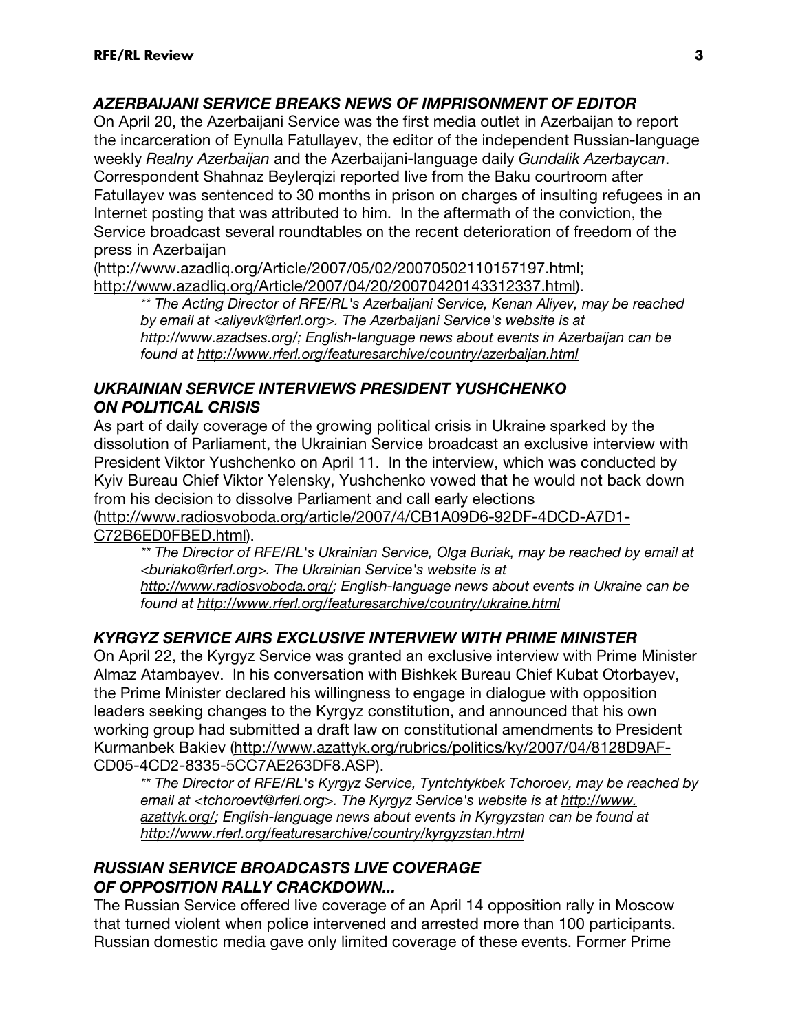### *AZERBAIJANI SERVICE BREAKS NEWS OF IMPRISONMENT OF EDITOR*

On April 20, the Azerbaijani Service was the first media outlet in Azerbaijan to report the incarceration of Eynulla Fatullayev, the editor of the independent Russian-language weekly *Realny Azerbaijan* and the Azerbaijani-language daily *Gundalik Azerbaycan*. Correspondent Shahnaz Beylerqizi reported live from the Baku courtroom after Fatullayev was sentenced to 30 months in prison on charges of insulting refugees in an Internet posting that was attributed to him. In the aftermath of the conviction, the Service broadcast several roundtables on the recent deterioration of freedom of the press in Azerbaijan (http://www.azadliq.org/Article/2007/05/02/20070502110157197.html; http://www.azadliq.org/Article/2007/04/20/20070420143312337.html).

> *\*\* The Acting Director of RFE/RL's Azerbaijani Service, Kenan Aliyev, may be reached by email at <aliyevk@rferl.org>. The Azerbaijani Service's website is at http://www.azadses.org/; English-language news about events in Azerbaijan can be found at http://www.rferl.org/featuresarchive/country/azerbaijan.html*

### *UKRAINIAN SERVICE INTERVIEWS PRESIDENT YUSHCHENKO ON POLITICAL CRISIS*

As part of daily coverage of the growing political crisis in Ukraine sparked by the dissolution of Parliament, the Ukrainian Service broadcast an exclusive interview with President Viktor Yushchenko on April 11. In the interview, which was conducted by Kyiv Bureau Chief Viktor Yelensky, Yushchenko vowed that he would not back down from his decision to dissolve Parliament and call early elections (http://www.radiosvoboda.org/article/2007/4/CB1A09D6-92DF-4DCD-A7D1-C72B6ED0FBED.html).

> *\*\* The Director of RFE/RL's Ukrainian Service, Olga Buriak, may be reached by email at <buriako@rferl.org>. The Ukrainian Service's website is at http://www.radiosvoboda.org/; English-language news about events in Ukraine can be found at http://www.rferl.org/featuresarchive/country/ukraine.html*

### *KYRGYZ SERVICE AIRS EXCLUSIVE INTERVIEW WITH PRIME MINISTER*

On April 22, the Kyrgyz Service was granted an exclusive interview with Prime Minister Almaz Atambayev. In his conversation with Bishkek Bureau Chief Kubat Otorbayev, the Prime Minister declared his willingness to engage in dialogue with opposition leaders seeking changes to the Kyrgyz constitution, and announced that his own working group had submitted a draft law on constitutional amendments to President Kurmanbek Bakiev (http://www.azattyk.org/rubrics/politics/ky/2007/04/8128D9AF-CD05-4CD2-8335-5CC7AE263DF8.ASP).

> *\*\* The Director of RFE/RL's Kyrgyz Service, Tyntchtykbek Tchoroev, may be reached by email at <tchoroevt@rferl.org>. The Kyrgyz Service's website is at http://www.azattyk.org/; English-language news about events in Kyrgyzstan can be found at http://www.rferl.org/featuresarchive/country/kyrgyzstan.html*

### *RUSSIAN SERVICE BROADCASTS LIVE COVERAGE OF OPPOSITION RALLY CRACKDOWN...*

The Russian Service offered live coverage of an April 14 opposition rally in Moscow that turned violent when police intervened and arrested more than 100 participants. Russian domestic media gave only limited coverage of these events. Former Prime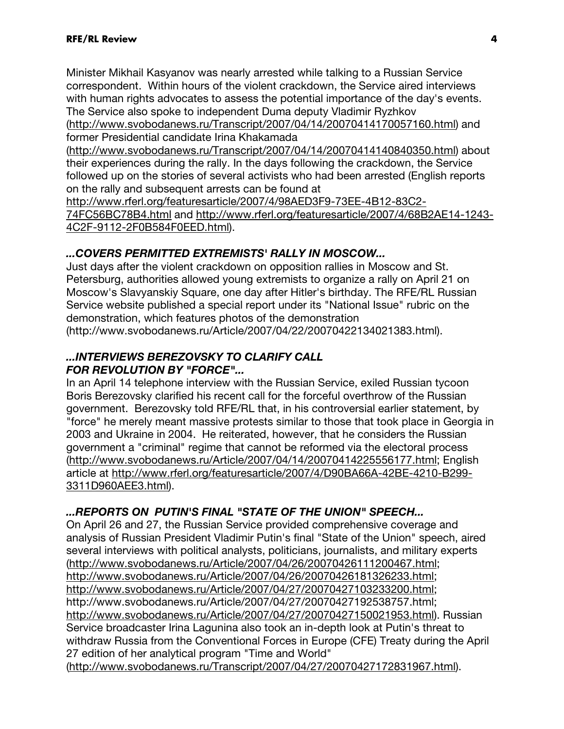Minister Mikhail Kasyanov was nearly arrested while talking to a Russian Service correspondent. Within hours of the violent crackdown, the Service aired interviews with human rights advocates to assess the potential importance of the day's events. The Service also spoke to independent Duma deputy Vladimir Ryzhkov (http://www.svobodanews.ru/Transcript/2007/04/14/20070414170057160.html) and former Presidential candidate Irina Khakamada (http://www.svobodanews.ru/Transcript/2007/04/14/20070414140840350.html) about their experiences during the rally. In the days following the crackdown, the Service followed up on the stories of several activists who had been arrested (English reports on the rally and subsequent arrests can be found at http://www.rferl.org/featuresarticle/2007/4/98AED3F9-73EE-4B12-83C2-74FC56BC78B4.html and http://www.rferl.org/featuresarticle/2007/4/68B2AE14-1243-4C2F-9112-2F0B584F0EED.html).

### *...COVERS PERMITTED EXTREMISTS' RALLY IN MOSCOW...*

Just days after the violent crackdown on opposition rallies in Moscow and St. Petersburg, authorities allowed young extremists to organize a rally on April 21 on Moscow's Slavyanskiy Square, one day after Hitler's birthday. The RFE/RL Russian Service website published a special report under its "National Issue" rubric on the demonstration, which features photos of the demonstration (http://www.svobodanews.ru/Article/2007/04/22/20070422134021383.html).

### *...INTERVIEWS BEREZOVSKY TO CLARIFY CALL FOR REVOLUTION BY "FORCE"...*

In an April 14 telephone interview with the Russian Service, exiled Russian tycoon Boris Berezovsky clarified his recent call for the forceful overthrow of the Russian government. Berezovsky told RFE/RL that, in his controversial earlier statement, by "force" he merely meant massive protests similar to those that took place in Georgia in 2003 and Ukraine in 2004. He reiterated, however, that he considers the Russian government a "criminal" regime that cannot be reformed via the electoral process (http://www.svobodanews.ru/Article/2007/04/14/20070414225556177.html; English article at http://www.rferl.org/featuresarticle/2007/4/D90BA66A-42BE-4210-B299-3311D960AEE3.html).

### *...REPORTS ON PUTIN'S FINAL "STATE OF THE UNION" SPEECH...*

On April 26 and 27, the Russian Service provided comprehensive coverage and analysis of Russian President Vladimir Putin's final "State of the Union" speech, aired several interviews with political analysts, politicians, journalists, and military experts (http://www.svobodanews.ru/Article/2007/04/26/20070426111200467.html; http://www.svobodanews.ru/Article/2007/04/26/20070426181326233.html; http://www.svobodanews.ru/Article/2007/04/27/20070427103233200.html; http://www.svobodanews.ru/Article/2007/04/27/20070427192538757.html; http://www.svobodanews.ru/Article/2007/04/27/20070427150021953.html). Russian Service broadcaster Irina Lagunina also took an in-depth look at Putin's threat to withdraw Russia from the Conventional Forces in Europe (CFE) Treaty during the April 27 edition of her analytical program "Time and World" (http://www.svobodanews.ru/Transcript/2007/04/27/20070427172831967.html).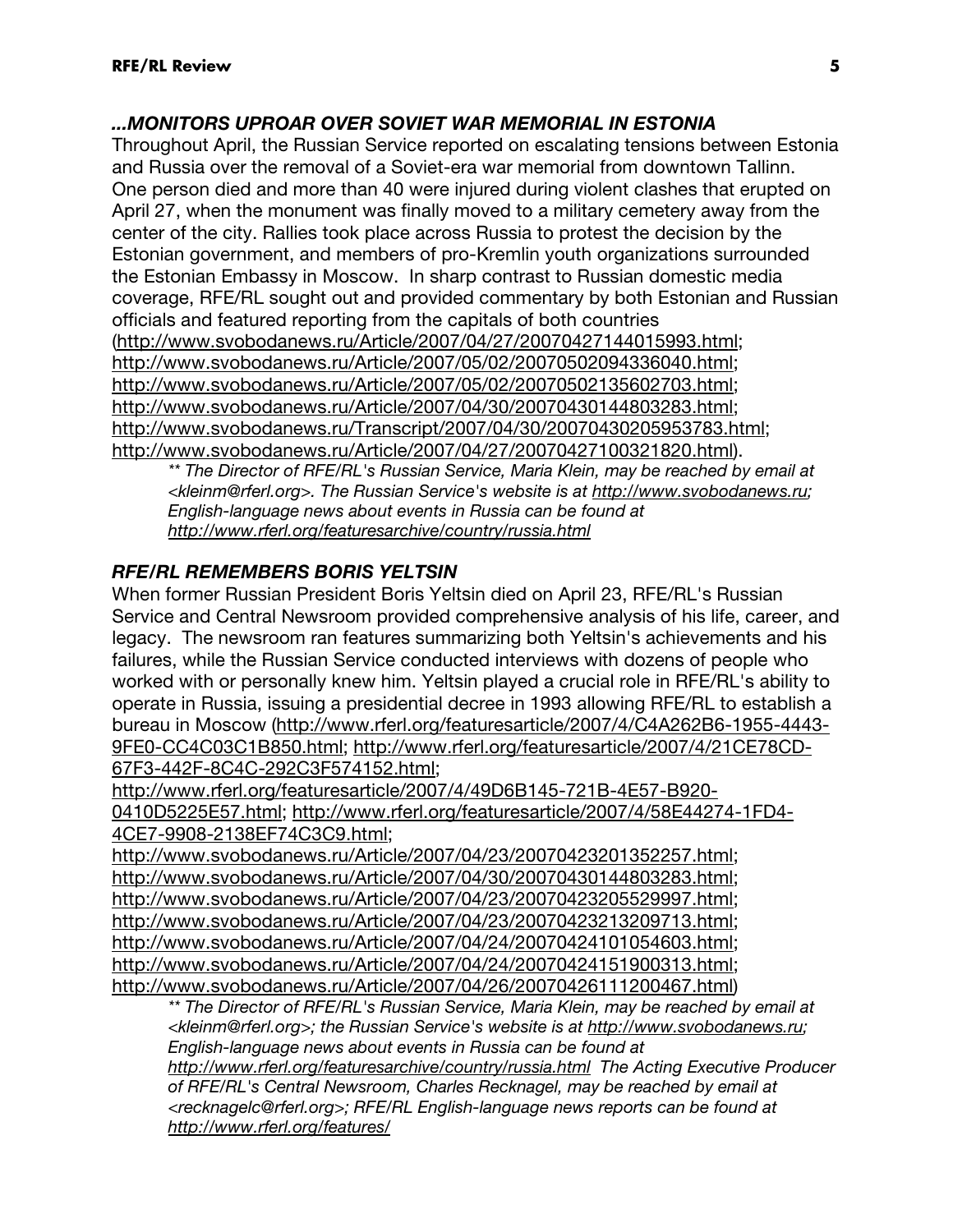### *...MONITORS UPROAR OVER SOVIET WAR MEMORIAL IN ESTONIA*

Throughout April, the Russian Service reported on escalating tensions between Estonia and Russia over the removal of a Soviet-era war memorial from downtown Tallinn. One person died and more than 40 were injured during violent clashes that erupted on April 27, when the monument was finally moved to a military cemetery away from the center of the city. Rallies took place across Russia to protest the decision by the Estonian government, and members of pro-Kremlin youth organizations surrounded the Estonian Embassy in Moscow. In sharp contrast to Russian domestic media coverage, RFE/RL sought out and provided commentary by both Estonian and Russian officials and featured reporting from the capitals of both countries (http://www.svobodanews.ru/Article/2007/04/27/20070427144015993.html; http://www.svobodanews.ru/Article/2007/05/02/20070502094336040.html; http://www.svobodanews.ru/Article/2007/05/02/20070502135602703.html; http://www.svobodanews.ru/Article/2007/04/30/20070430144803283.html; http://www.svobodanews.ru/Transcript/2007/04/30/20070430205953783.html; http://www.svobodanews.ru/Article/2007/04/27/20070427100321820.html).

> *** The Director of RFE/RL's Russian Service, Maria Klein, may be reached by email at <kleinm@rferl.org>. The Russian Service's website is at http://www.svobodanews.ru; English-language news about events in Russia can be found at http://www.rferl.org/featuresarchive/country/russia.html*

### *RFE/RL REMEMBERS BORIS YELTSIN*

When former Russian President Boris Yeltsin died on April 23, RFE/RL's Russian Service and Central Newsroom provided comprehensive analysis of his life, career, and legacy. The newsroom ran features summarizing both Yeltsin's achievements and his failures, while the Russian Service conducted interviews with dozens of people who worked with or personally knew him. Yeltsin played a crucial role in RFE/RL's ability to operate in Russia, issuing a presidential decree in 1993 allowing RFE/RL to establish a bureau in Moscow (http://www.rferl.org/featuresarticle/2007/4/C4A262B6-1955-4443-9FE0-CC4C03C1B850.html; http://www.rferl.org/featuresarticle/2007/4/21CE78CD-67F3-442F-8C4C-292C3F574152.html; http://www.rferl.org/featuresarticle/2007/4/49D6B145-721B-4E57-B920-0410D5225E57.html; http://www.rferl.org/featuresarticle/2007/4/58E44274-1FD4-4CE7-9908-2138EF74C3C9.html; http://www.svobodanews.ru/Article/2007/04/23/20070423201352257.html; http://www.svobodanews.ru/Article/2007/04/30/20070430144803283.html; http://www.svobodanews.ru/Article/2007/04/23/20070423205529997.html; http://www.svobodanews.ru/Article/2007/04/23/20070423213209713.html; http://www.svobodanews.ru/Article/2007/04/24/20070424101054603.html; http://www.svobodanews.ru/Article/2007/04/24/20070424151900313.html; http://www.svobodanews.ru/Article/2007/04/26/20070426111200467.html)

> *** The Director of RFE/RL's Russian Service, Maria Klein, may be reached by email at <kleinm@rferl.org>; the Russian Service's website is at http://www.svobodanews.ru; English-language news about events in Russia can be found at http://www.rferl.org/featuresarchive/country/russia.html The Acting Executive Producer of RFE/RL's Central Newsroom, Charles Recknagel, may be reached by email at <recknagelc@rferl.org>; RFE/RL English-language news reports can be found at http://www.rferl.org/features/*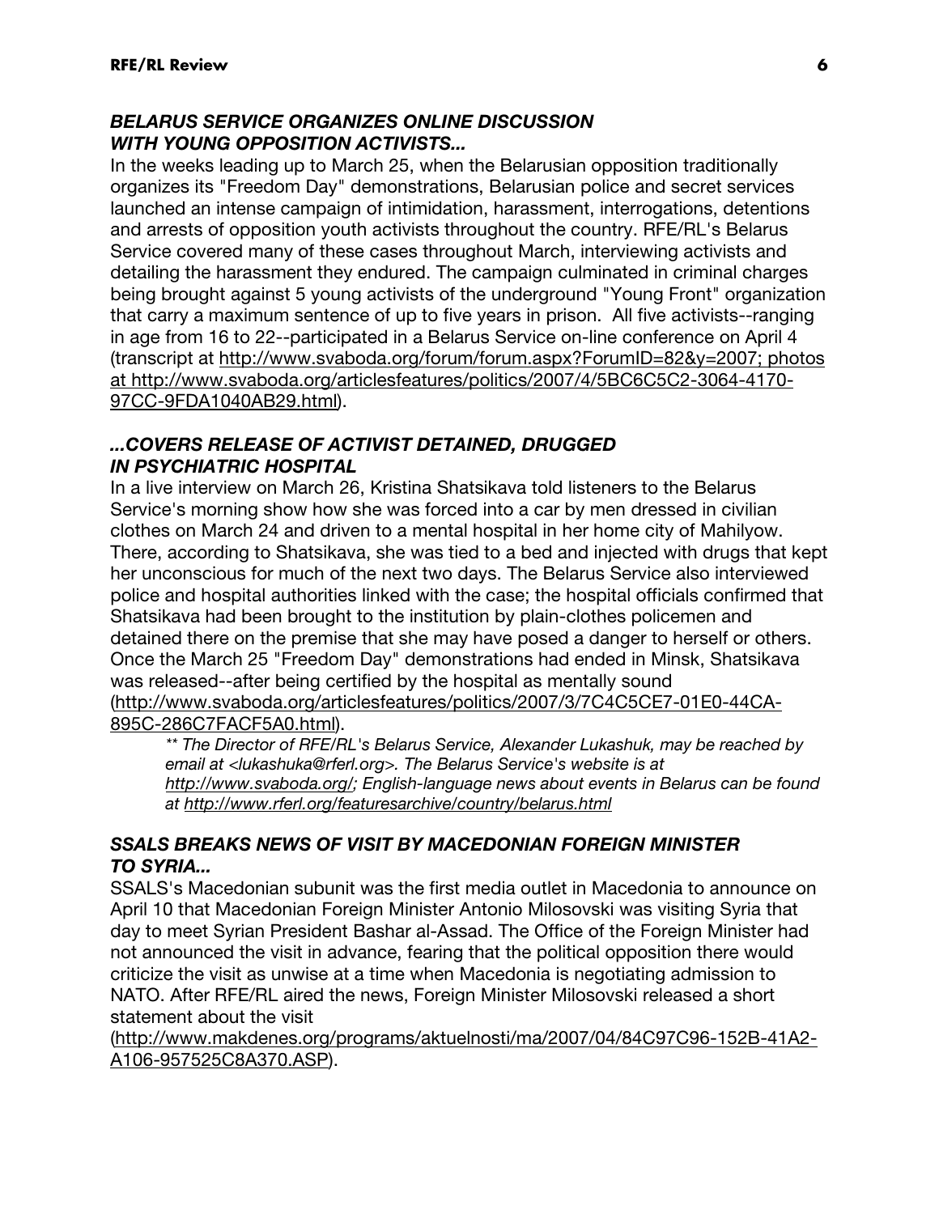### *BELARUS SERVICE ORGANIZES ONLINE DISCUSSION WITH YOUNG OPPOSITION ACTIVISTS...*

In the weeks leading up to March 25, when the Belarusian opposition traditionally organizes its "Freedom Day" demonstrations, Belarusian police and secret services launched an intense campaign of intimidation, harassment, interrogations, detentions and arrests of opposition youth activists throughout the country. RFE/RL's Belarus Service covered many of these cases throughout March, interviewing activists and detailing the harassment they endured. The campaign culminated in criminal charges being brought against 5 young activists of the underground "Young Front" organization that carry a maximum sentence of up to five years in prison. All five activists--ranging in age from 16 to 22--participated in a Belarus Service on-line conference on April 4 (transcript at http://www.svaboda.org/forum/forum.aspx?ForumID=82&y=2007; photos at http://www.svaboda.org/articlesfeatures/politics/2007/4/5BC6C5C2-3064-4170-97CC-9FDA1040AB29.html).

### *...COVERS RELEASE OF ACTIVIST DETAINED, DRUGGED IN PSYCHIATRIC HOSPITAL*

In a live interview on March 26, Kristina Shatsikava told listeners to the Belarus Service's morning show how she was forced into a car by men dressed in civilian clothes on March 24 and driven to a mental hospital in her home city of Mahilyow. There, according to Shatsikava, she was tied to a bed and injected with drugs that kept her unconscious for much of the next two days. The Belarus Service also interviewed police and hospital authorities linked with the case; the hospital officials confirmed that Shatsikava had been brought to the institution by plain-clothes policemen and detained there on the premise that she may have posed a danger to herself or others. Once the March 25 "Freedom Day" demonstrations had ended in Minsk, Shatsikava was released--after being certified by the hospital as mentally sound (http://www.svaboda.org/articlesfeatures/politics/2007/3/7C4C5CE7-01E0-44CA-895C-286C7FACF5A0.html).

> *** The Director of RFE/RL's Belarus Service, Alexander Lukashuk, may be reached by email at <lukashuka@rferl.org>. The Belarus Service's website is at http://www.svaboda.org/; English-language news about events in Belarus can be found at http://www.rferl.org/featuresarchive/country/belarus.html*

### *SSALS BREAKS NEWS OF VISIT BY MACEDONIAN FOREIGN MINISTER TO SYRIA...*

SSALS's Macedonian subunit was the first media outlet in Macedonia to announce on April 10 that Macedonian Foreign Minister Antonio Milosovski was visiting Syria that day to meet Syrian President Bashar al-Assad. The Office of the Foreign Minister had not announced the visit in advance, fearing that the political opposition there would criticize the visit as unwise at a time when Macedonia is negotiating admission to NATO. After RFE/RL aired the news, Foreign Minister Milosovski released a short statement about the visit (http://www.makdenes.org/programs/aktuelnosti/ma/2007/04/84C97C96-152B-41A2-A106-957525C8A370.ASP).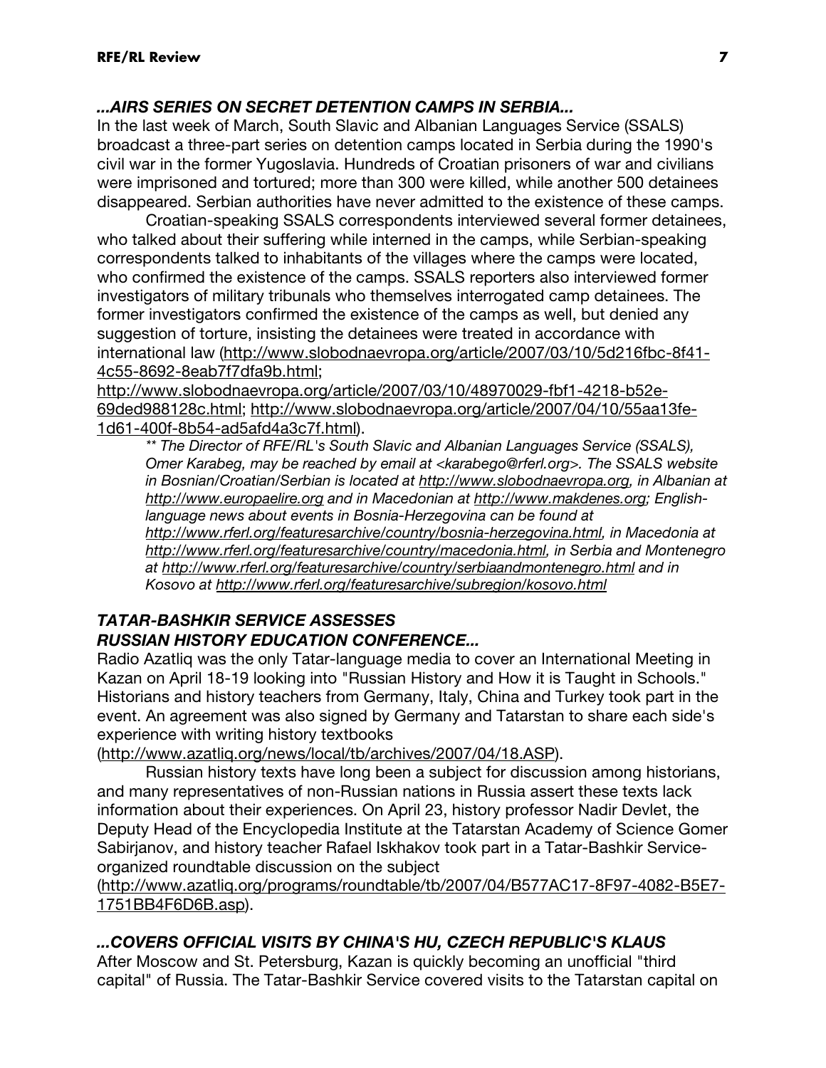### *...AIRS SERIES ON SECRET DETENTION CAMPS IN SERBIA...*

In the last week of March, South Slavic and Albanian Languages Service (SSALS) broadcast a three-part series on detention camps located in Serbia during the 1990's civil war in the former Yugoslavia. Hundreds of Croatian prisoners of war and civilians were imprisoned and tortured; more than 300 were killed, while another 500 detainees disappeared. Serbian authorities have never admitted to the existence of these camps.

Croatian-speaking SSALS correspondents interviewed several former detainees, who talked about their suffering while interned in the camps, while Serbian-speaking correspondents talked to inhabitants of the villages where the camps were located, who confirmed the existence of the camps. SSALS reporters also interviewed former investigators of military tribunals who themselves interrogated camp detainees. The former investigators confirmed the existence of the camps as well, but denied any suggestion of torture, insisting the detainees were treated in accordance with international law (http://www.slobodnaevropa.org/article/2007/03/10/5d216fbc-8f41-4c55-8692-8eab7f7dfa9b.html; http://www.slobodnaevropa.org/article/2007/03/10/48970029-fbf1-4218-b52e-69ded988128c.html; http://www.slobodnaevropa.org/article/2007/04/10/55aa13fe-1d61-400f-8b54-ad5afd4a3c7f.html).

> *** The Director of RFE/RL's South Slavic and Albanian Languages Service (SSALS), Omer Karabeg, may be reached by email at <karabego@rferl.org>. The SSALS website in Bosnian/Croatian/Serbian is located at http://www.slobodnaevropa.org, in Albanian at http://www.europaelire.org and in Macedonian at http://www.makdenes.org; English-language news about events in Bosnia-Herzegovina can be found at http://www.rferl.org/featuresarchive/country/bosnia-herzegovina.html, in Macedonia at http://www.rferl.org/featuresarchive/country/macedonia.html, in Serbia and Montenegro at http://www.rferl.org/featuresarchive/country/serbiaandmontenegro.html and in Kosovo at http://www.rferl.org/featuresarchive/subregion/kosovo.html*

### *TATAR-BASHKIR SERVICE ASSESSES RUSSIAN HISTORY EDUCATION CONFERENCE...*

Radio Azatliq was the only Tatar-language media to cover an International Meeting in Kazan on April 18-19 looking into "Russian History and How it is Taught in Schools." Historians and history teachers from Germany, Italy, China and Turkey took part in the event. An agreement was also signed by Germany and Tatarstan to share each side's experience with writing history textbooks (http://www.azatliq.org/news/local/tb/archives/2007/04/18.ASP).

Russian history texts have long been a subject for discussion among historians, and many representatives of non-Russian nations in Russia assert these texts lack information about their experiences. On April 23, history professor Nadir Devlet, the Deputy Head of the Encyclopedia Institute at the Tatarstan Academy of Science Gomer Sabirjanov, and history teacher Rafael Iskhakov took part in a Tatar-Bashkir Service-organized roundtable discussion on the subject (http://www.azatliq.org/programs/roundtable/tb/2007/04/B577AC17-8F97-4082-B5E7-1751BB4F6D6B.asp).

### *...COVERS OFFICIAL VISITS BY CHINA'S HU, CZECH REPUBLIC'S KLAUS*

After Moscow and St. Petersburg, Kazan is quickly becoming an unofficial "third capital" of Russia. The Tatar-Bashkir Service covered visits to the Tatarstan capital on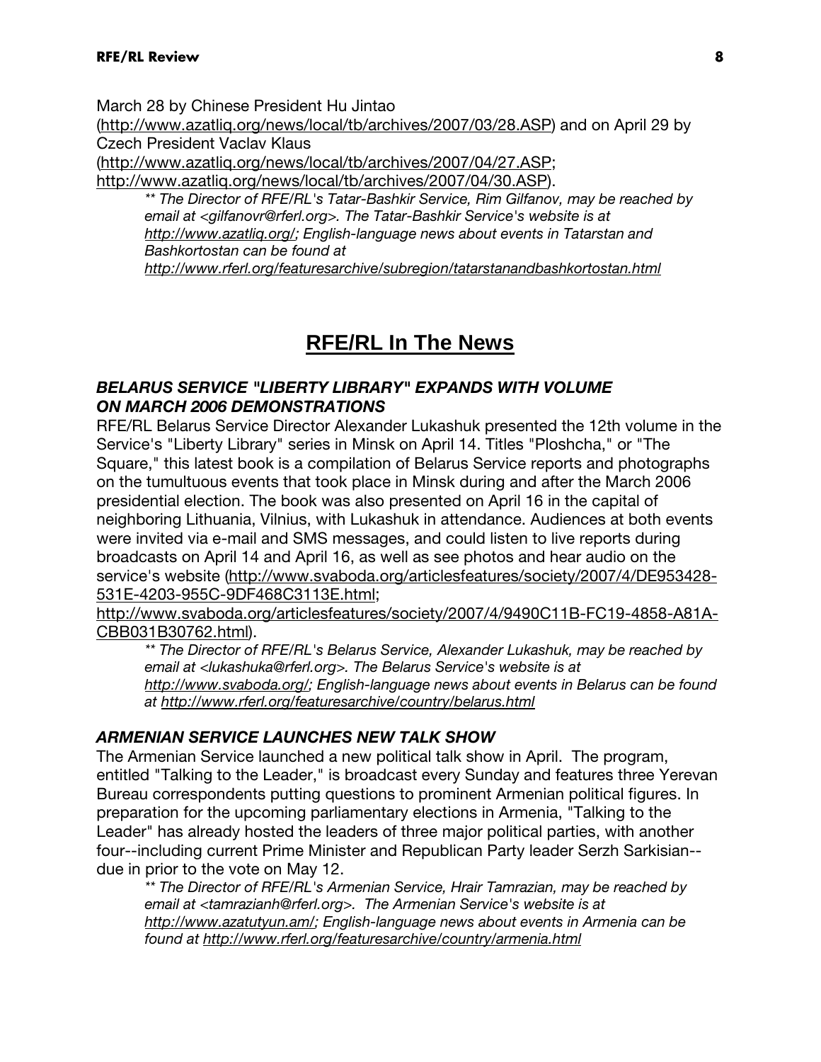March 28 by Chinese President Hu Jintao (http://www.azatliq.org/news/local/tb/archives/2007/03/28.ASP) and on April 29 by Czech President Vaclav Klaus (http://www.azatliq.org/news/local/tb/archives/2007/04/27.ASP; http://www.azatliq.org/news/local/tb/archives/2007/04/30.ASP).

> *** The Director of RFE/RL's Tatar-Bashkir Service, Rim Gilfanov, may be reached by email at <gilfanovr@rferl.org>. The Tatar-Bashkir Service's website is at http://www.azatliq.org/; English-language news about events in Tatarstan and Bashkortostan can be found at http://www.rferl.org/featuresarchive/subregion/tatarstanandbashkortostan.html*

# RFE/RL In The News

### *BELARUS SERVICE "LIBERTY LIBRARY" EXPANDS WITH VOLUME ON MARCH 2006 DEMONSTRATIONS*

RFE/RL Belarus Service Director Alexander Lukashuk presented the 12th volume in the Service's "Liberty Library" series in Minsk on April 14. Titles "Ploshcha," or "The Square," this latest book is a compilation of Belarus Service reports and photographs on the tumultuous events that took place in Minsk during and after the March 2006 presidential election. The book was also presented on April 16 in the capital of neighboring Lithuania, Vilnius, with Lukashuk in attendance. Audiences at both events were invited via e-mail and SMS messages, and could listen to live reports during broadcasts on April 14 and April 16, as well as see photos and hear audio on the service's website (http://www.svaboda.org/articlesfeatures/society/2007/4/DE953428-531E-4203-955C-9DF468C3113E.html; http://www.svaboda.org/articlesfeatures/society/2007/4/9490C11B-FC19-4858-A81A-CBB031B30762.html).

> *** The Director of RFE/RL's Belarus Service, Alexander Lukashuk, may be reached by email at <lukashuka@rferl.org>. The Belarus Service's website is at http://www.svaboda.org/; English-language news about events in Belarus can be found at http://www.rferl.org/featuresarchive/country/belarus.html*

### *ARMENIAN SERVICE LAUNCHES NEW TALK SHOW*

The Armenian Service launched a new political talk show in April. The program, entitled "Talking to the Leader," is broadcast every Sunday and features three Yerevan Bureau correspondents putting questions to prominent Armenian political figures. In preparation for the upcoming parliamentary elections in Armenia, "Talking to the Leader" has already hosted the leaders of three major political parties, with another four--including current Prime Minister and Republican Party leader Serzh Sarkisian--due in prior to the vote on May 12.

> *** The Director of RFE/RL's Armenian Service, Hrair Tamrazian, may be reached by email at <tamrazianh@rferl.org>. The Armenian Service's website is at http://www.azatutyun.am/; English-language news about events in Armenia can be found at http://www.rferl.org/featuresarchive/country/armenia.html*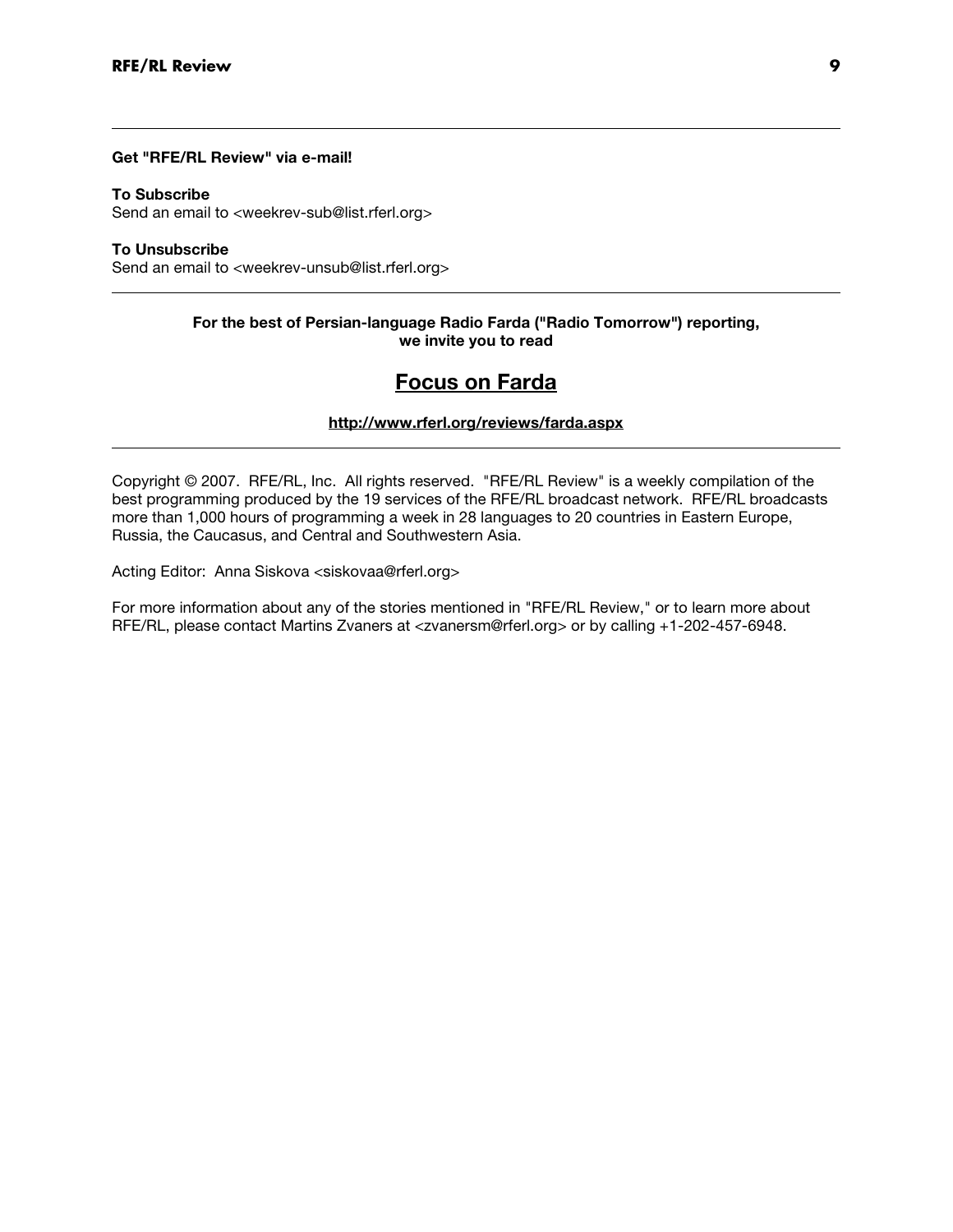**Get "RFE/RL Review" via e-mail!**

**To Subscribe**
Send an email to <weekrev-sub@list.rferl.org>

**To Unsubscribe**
Send an email to <weekrev-unsub@list.rferl.org>

---

**For the best of Persian-language Radio Farda ("Radio Tomorrow") reporting, we invite you to read**

## Focus on Farda

**http://www.rferl.org/reviews/farda.aspx**

---

Copyright © 2007. RFE/RL, Inc. All rights reserved. "RFE/RL Review" is a weekly compilation of the best programming produced by the 19 services of the RFE/RL broadcast network. RFE/RL broadcasts more than 1,000 hours of programming a week in 28 languages to 20 countries in Eastern Europe, Russia, the Caucasus, and Central and Southwestern Asia.

Acting Editor: Anna Siskova <siskovaa@rferl.org>

For more information about any of the stories mentioned in "RFE/RL Review," or to learn more about RFE/RL, please contact Martins Zvaners at <zvanersm@rferl.org> or by calling +1-202-457-6948.